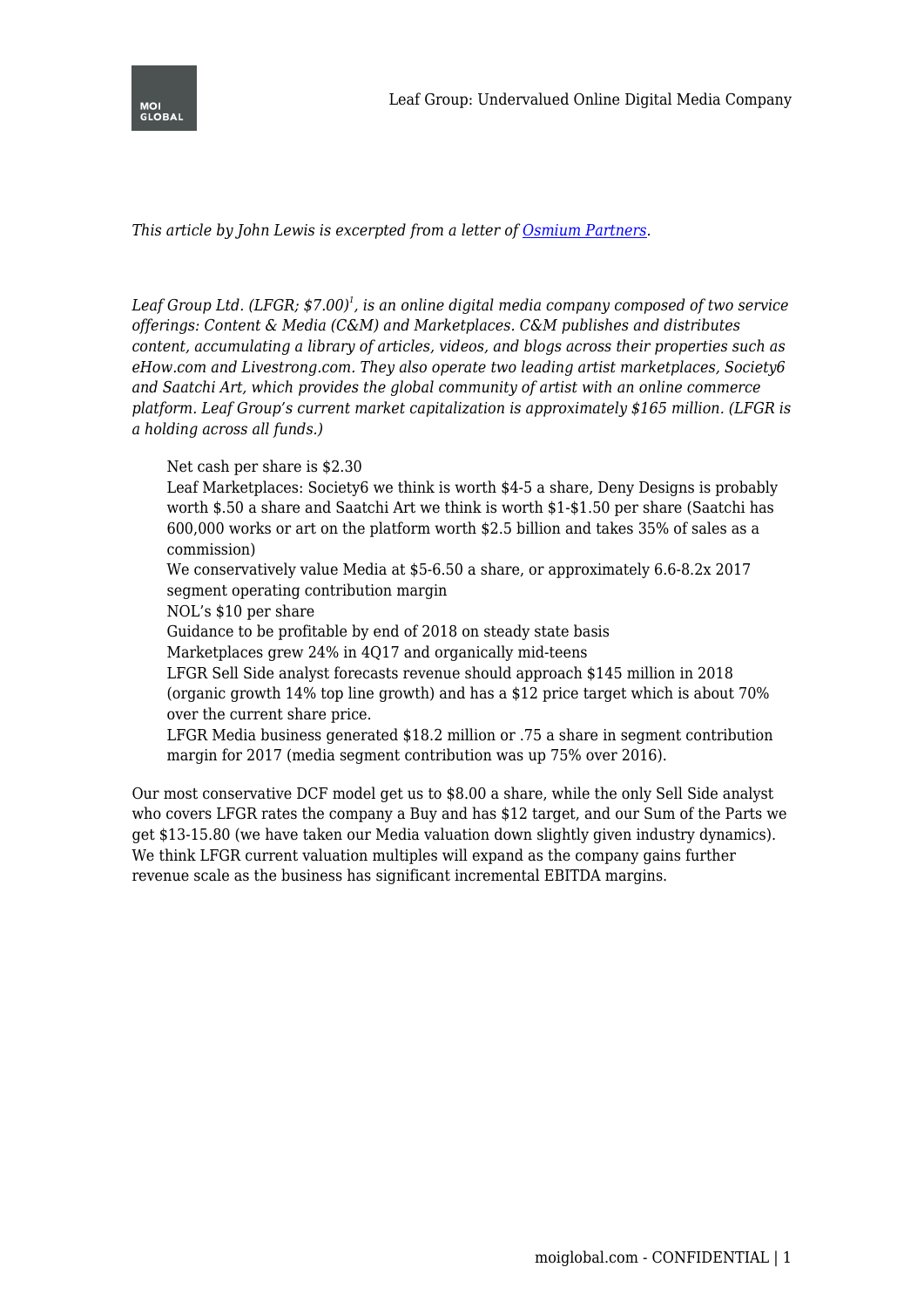*This article by John Lewis is excerpted from a letter of [Osmium Partners](#).*

*Leaf Group Ltd. (LFGR; $7.00)[1], is an online digital media company composed of two service offerings: Content & Media (C&M) and Marketplaces. C&M publishes and distributes content, accumulating a library of articles, videos, and blogs across their properties such as eHow.com and Livestrong.com. They also operate two leading artist marketplaces, Society6 and Saatchi Art, which provides the global community of artist with an online commerce platform. Leaf Group's current market capitalization is approximately $165 million. (LFGR is a holding across all funds.)*

- Net cash per share is $2.30
- Leaf Marketplaces: Society6 we think is worth $4-5 a share, Deny Designs is probably worth $.50 a share and Saatchi Art we think is worth $1-$1.50 per share (Saatchi has 600,000 works or art on the platform worth $2.5 billion and takes 35% of sales as a commission)
- We conservatively value Media at $5-6.50 a share, or approximately 6.6-8.2x 2017 segment operating contribution margin
- NOL's $10 per share
- Guidance to be profitable by end of 2018 on steady state basis
- Marketplaces grew 24% in 4Q17 and organically mid-teens
- LFGR Sell Side analyst forecasts revenue should approach $145 million in 2018 (organic growth 14% top line growth) and has a $12 price target which is about 70% over the current share price.
- LFGR Media business generated $18.2 million or .75 a share in segment contribution margin for 2017 (media segment contribution was up 75% over 2016).

Our most conservative DCF model get us to $8.00 a share, while the only Sell Side analyst who covers LFGR rates the company a Buy and has $12 target, and our Sum of the Parts we get $13-15.80 (we have taken our Media valuation down slightly given industry dynamics). We think LFGR current valuation multiples will expand as the company gains further revenue scale as the business has significant incremental EBITDA margins.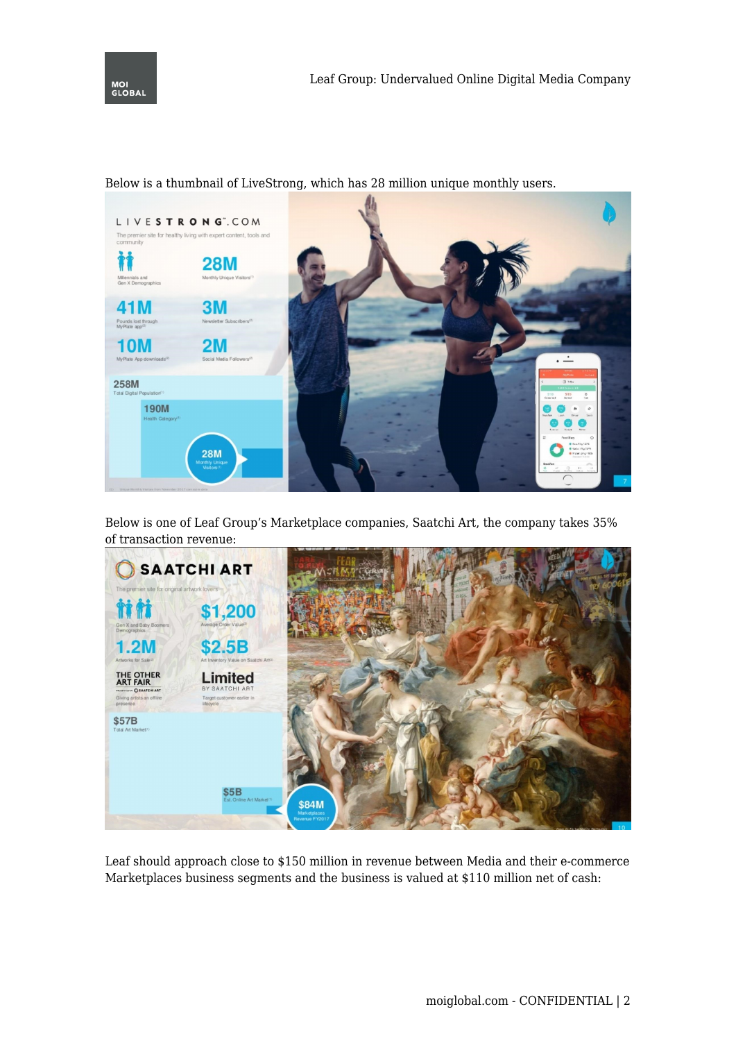Below is a thumbnail of LiveStrong, which has 28 million unique monthly users.

Below is one of Leaf Group's Marketplace companies, Saatchi Art, the company takes 35% of transaction revenue:

Leaf should approach close to $150 million in revenue between Media and their e-commerce Marketplaces business segments and the business is valued at $110 million net of cash: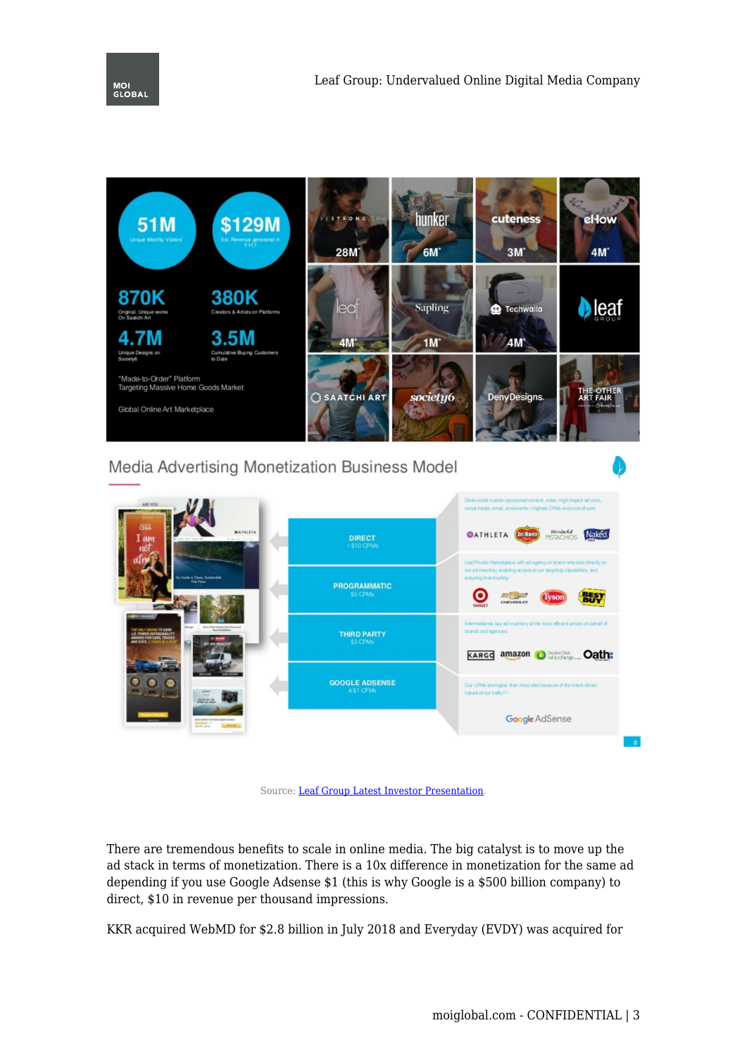Source: [Leaf Group Latest Investor Presentation](#).

There are tremendous benefits to scale in online media. The big catalyst is to move up the ad stack in terms of monetization. There is a 10x difference in monetization for the same ad depending if you use Google Adsense $1 (this is why Google is a $500 billion company) to direct, $10 in revenue per thousand impressions.

KKR acquired WebMD for $2.8 billion in July 2018 and Everyday (EVDY) was acquired for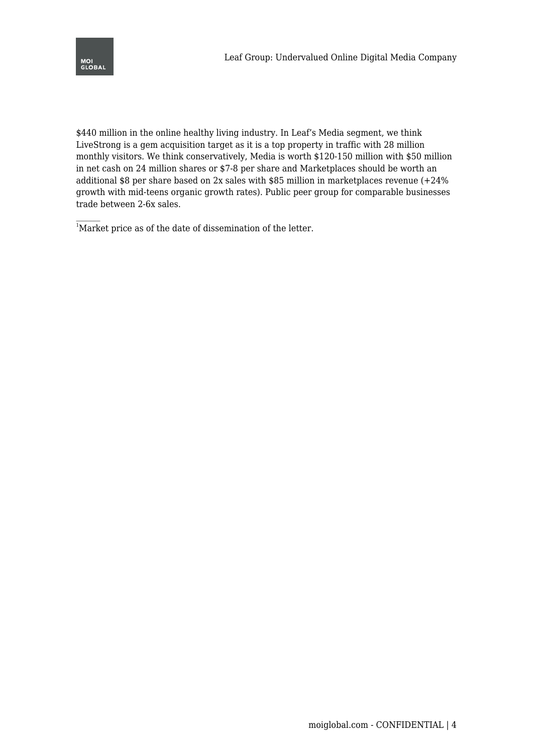$440 million in the online healthy living industry. In Leaf's Media segment, we think LiveStrong is a gem acquisition target as it is a top property in traffic with 28 million monthly visitors. We think conservatively, Media is worth $120-150 million with $50 million in net cash on 24 million shares or $7-8 per share and Marketplaces should be worth an additional $8 per share based on 2x sales with $85 million in marketplaces revenue (+24% growth with mid-teens organic growth rates). Public peer group for comparable businesses trade between 2-6x sales.

---

[1] Market price as of the date of dissemination of the letter.